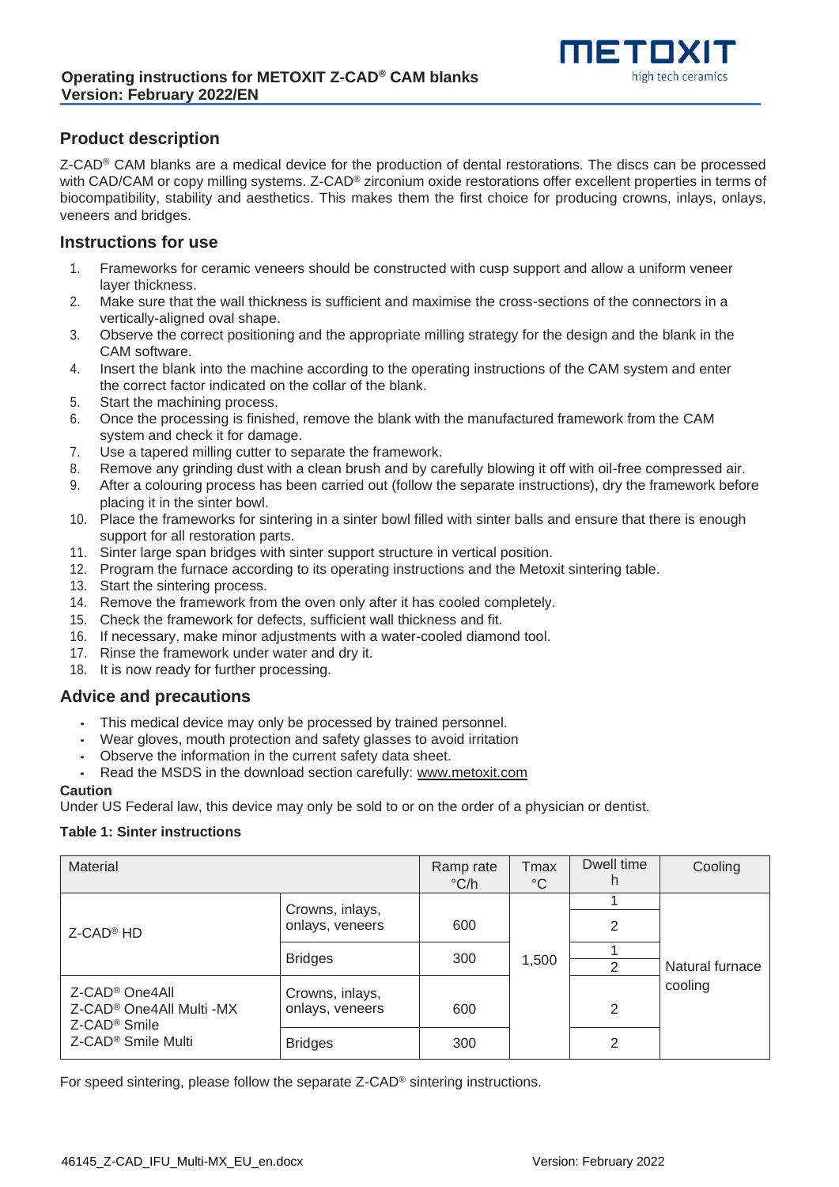# Operating instructions for METOXIT Z-CAD® CAM blanks
**Version: February 2022/EN**

## Product description

Z-CAD® CAM blanks are a medical device for the production of dental restorations. The discs can be processed with CAD/CAM or copy milling systems. Z-CAD® zirconium oxide restorations offer excellent properties in terms of biocompatibility, stability and aesthetics. This makes them the first choice for producing crowns, inlays, onlays, veneers and bridges.

## Instructions for use

1. Frameworks for ceramic veneers should be constructed with cusp support and allow a uniform veneer layer thickness.
2. Make sure that the wall thickness is sufficient and maximise the cross-sections of the connectors in a vertically-aligned oval shape.
3. Observe the correct positioning and the appropriate milling strategy for the design and the blank in the CAM software.
4. Insert the blank into the machine according to the operating instructions of the CAM system and enter the correct factor indicated on the collar of the blank.
5. Start the machining process.
6. Once the processing is finished, remove the blank with the manufactured framework from the CAM system and check it for damage.
7. Use a tapered milling cutter to separate the framework.
8. Remove any grinding dust with a clean brush and by carefully blowing it off with oil-free compressed air.
9. After a colouring process has been carried out (follow the separate instructions), dry the framework before placing it in the sinter bowl.
10. Place the frameworks for sintering in a sinter bowl filled with sinter balls and ensure that there is enough support for all restoration parts.
11. Sinter large span bridges with sinter support structure in vertical position.
12. Program the furnace according to its operating instructions and the Metoxit sintering table.
13. Start the sintering process.
14. Remove the framework from the oven only after it has cooled completely.
15. Check the framework for defects, sufficient wall thickness and fit.
16. If necessary, make minor adjustments with a water-cooled diamond tool.
17. Rinse the framework under water and dry it.
18. It is now ready for further processing.

## Advice and precautions

- This medical device may only be processed by trained personnel.
- Wear gloves, mouth protection and safety glasses to avoid irritation
- Observe the information in the current safety data sheet.
- Read the MSDS in the download section carefully: www.metoxit.com

**Caution**

Under US Federal law, this device may only be sold to or on the order of a physician or dentist.

**Table 1: Sinter instructions**

| Material | | Ramp rate °C/h | Tmax °C | Dwell time h | Cooling |
|---|---|---|---|---|---|
| Z-CAD® HD | Crowns, inlays, onlays, veneers | 600 | 1,500 | 1 | Natural furnace cooling |
| | | | | 2 | |
| | Bridges | 300 | | 1 | |
| | | | | 2 | |
| Z-CAD® One4All<br>Z-CAD® One4All Multi -MX<br>Z-CAD® Smile<br>Z-CAD® Smile Multi | Crowns, inlays, onlays, veneers | 600 | | 2 | |
| | Bridges | 300 | | 2 | |

For speed sintering, please follow the separate Z-CAD® sintering instructions.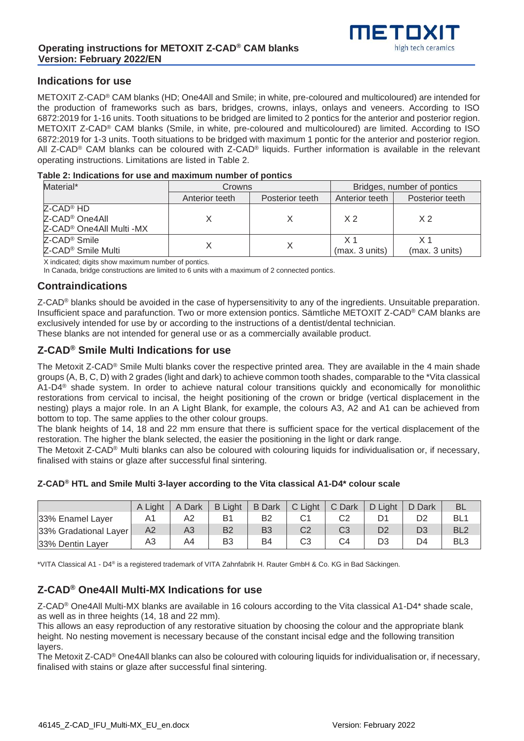## Indications for use

METOXIT Z-CAD® CAM blanks (HD; One4All and Smile; in white, pre-coloured and multicoloured) are intended for the production of frameworks such as bars, bridges, crowns, inlays, onlays and veneers. According to ISO 6872:2019 for 1-16 units. Tooth situations to be bridged are limited to 2 pontics for the anterior and posterior region. METOXIT Z-CAD® CAM blanks (Smile, in white, pre-coloured and multicoloured) are limited. According to ISO 6872:2019 for 1-3 units. Tooth situations to be bridged with maximum 1 pontic for the anterior and posterior region. All Z-CAD® CAM blanks can be coloured with Z-CAD® liquids. Further information is available in the relevant operating instructions. Limitations are listed in Table 2.

**Table 2: Indications for use and maximum number of pontics**

| Material* | Crowns | | Bridges, number of pontics | |
|---|---|---|---|---|
| | Anterior teeth | Posterior teeth | Anterior teeth | Posterior teeth |
| Z-CAD® HD<br>Z-CAD® One4All<br>Z-CAD® One4All Multi -MX | X | X | X 2 | X 2 |
| Z-CAD® Smile<br>Z-CAD® Smile Multi | X | X | X 1<br>(max. 3 units) | X 1<br>(max. 3 units) |

X indicated; digits show maximum number of pontics.
In Canada, bridge constructions are limited to 6 units with a maximum of 2 connected pontics.

## Contraindications

Z-CAD® blanks should be avoided in the case of hypersensitivity to any of the ingredients. Unsuitable preparation. Insufficient space and parafunction. Two or more extension pontics. Sämtliche METOXIT Z-CAD® CAM blanks are exclusively intended for use by or according to the instructions of a dentist/dental technician.
These blanks are not intended for general use or as a commercially available product.

## Z-CAD® Smile Multi Indications for use

The Metoxit Z-CAD® Smile Multi blanks cover the respective printed area. They are available in the 4 main shade groups (A, B, C, D) with 2 grades (light and dark) to achieve common tooth shades, comparable to the *Vita classical A1-D4® shade system. In order to achieve natural colour transitions quickly and economically for monolithic restorations from cervical to incisal, the height positioning of the crown or bridge (vertical displacement in the nesting) plays a major role. In an A Light Blank, for example, the colours A3, A2 and A1 can be achieved from bottom to top. The same applies to the other colour groups.
The blank heights of 14, 18 and 22 mm ensure that there is sufficient space for the vertical displacement of the restoration. The higher the blank selected, the easier the positioning in the light or dark range.
The Metoxit Z-CAD® Multi blanks can also be coloured with colouring liquids for individualisation or, if necessary, finalised with stains or glaze after successful final sintering.

**Z-CAD® HTL and Smile Multi 3-layer according to the Vita classical A1-D4* colour scale**

| | A Light | A Dark | B Light | B Dark | C Light | C Dark | D Light | D Dark | BL |
|---|---|---|---|---|---|---|---|---|---|
| 33% Enamel Layer | A1 | A2 | B1 | B2 | C1 | C2 | D1 | D2 | BL1 |
| 33% Gradational Layer | A2 | A3 | B2 | B3 | C2 | C3 | D2 | D3 | BL2 |
| 33% Dentin Layer | A3 | A4 | B3 | B4 | C3 | C4 | D3 | D4 | BL3 |

*VITA Classical A1 - D4® is a registered trademark of VITA Zahnfabrik H. Rauter GmbH & Co. KG in Bad Säckingen.

## Z-CAD® One4All Multi-MX Indications for use

Z-CAD® One4All Multi-MX blanks are available in 16 colours according to the Vita classical A1-D4* shade scale, as well as in three heights (14, 18 and 22 mm).
This allows an easy reproduction of any restorative situation by choosing the colour and the appropriate blank height. No nesting movement is necessary because of the constant incisal edge and the following transition layers.
The Metoxit Z-CAD® One4All blanks can also be coloured with colouring liquids for individualisation or, if necessary, finalised with stains or glaze after successful final sintering.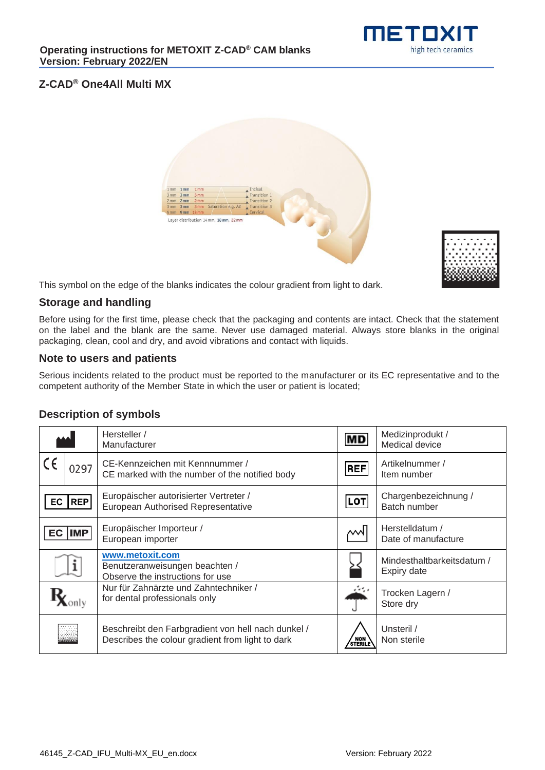## Z-CAD® One4All Multi MX

This symbol on the edge of the blanks indicates the colour gradient from light to dark.

### Storage and handling

Before using for the first time, please check that the packaging and contents are intact. Check that the statement on the label and the blank are the same. Never use damaged material. Always store blanks in the original packaging, clean, cool and dry, and avoid vibrations and contact with liquids.

### Note to users and patients

Serious incidents related to the product must be reported to the manufacturer or its EC representative and to the competent authority of the Member State in which the user or patient is located;

### Description of symbols

| Symbol | Description | Symbol | Description |
|---|---|---|---|
| (Manufacturer symbol) | Hersteller / Manufacturer | MD | Medizinprodukt / Medical device |
| CE 0297 | CE-Kennzeichen mit Kennnummer / CE marked with the number of the notified body | REF | Artikelnummer / Item number |
| EC REP | Europäischer autorisierter Vertreter / European Authorised Representative | LOT | Chargenbezeichnung / Batch number |
| EC IMP | Europäischer Importeur / European importer | (Date of manufacture symbol) | Herstelldatum / Date of manufacture |
| (Instructions symbol) | www.metoxit.com Benutzeranweisungen beachten / Observe the instructions for use | (Hourglass symbol) | Mindesthaltbarkeitsdatum / Expiry date |
| Rx only | Nur für Zahnärzte und Zahntechniker / for dental professionals only | (Umbrella symbol) | Trocken Lagern / Store dry |
| (Colour gradient symbol) | Beschreibt den Farbgradient von hell nach dunkel / Describes the colour gradient from light to dark | NON STERILE | Unsteril / Non sterile |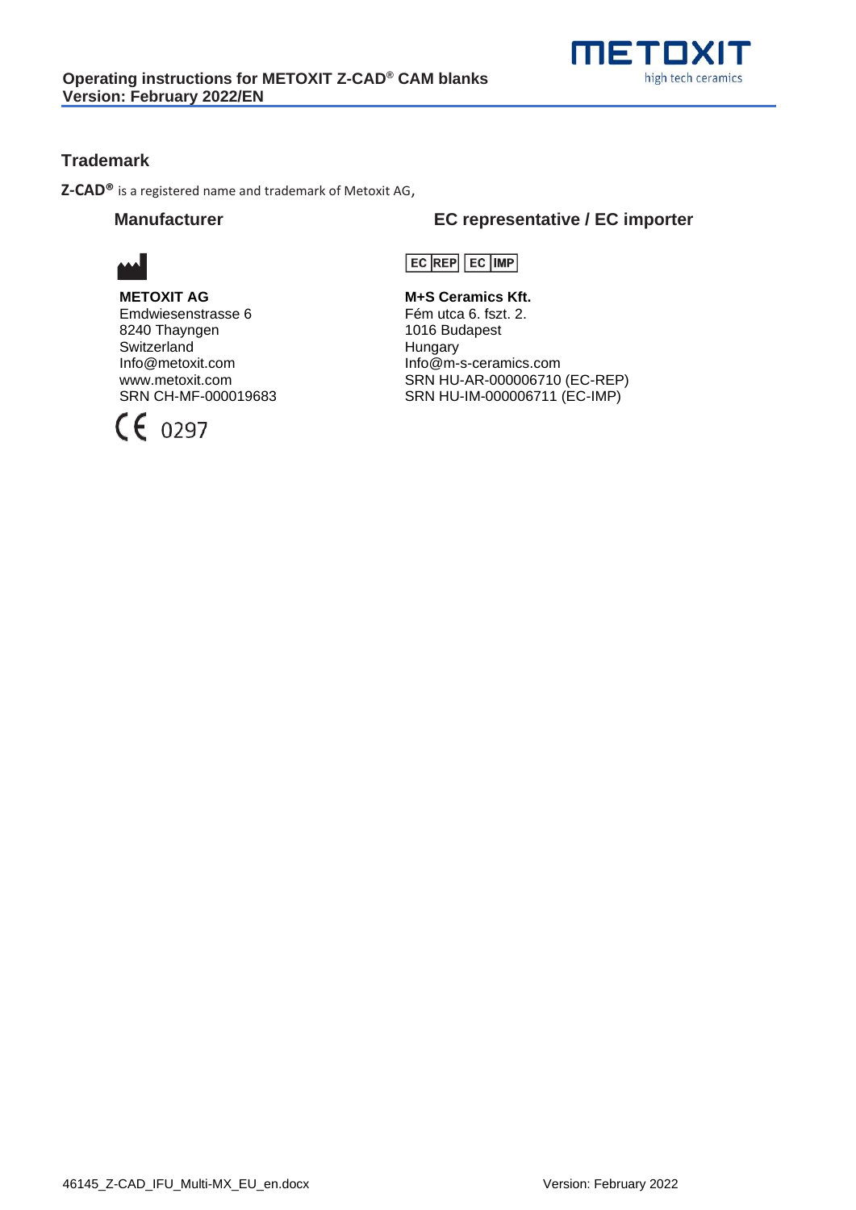## Trademark

**Z-CAD®** is a registered name and trademark of Metoxit AG,

### Manufacturer

**METOXIT AG**
Emdwiesenstrasse 6
8240 Thayngen
Switzerland
Info@metoxit.com
www.metoxit.com
SRN CH-MF-000019683

CE 0297

### EC representative / EC importer

EC REP | EC IMP

**M+S Ceramics Kft.**
Fém utca 6. fszt. 2.
1016 Budapest
Hungary
Info@m-s-ceramics.com
SRN HU-AR-000006710 (EC-REP)
SRN HU-IM-000006711 (EC-IMP)